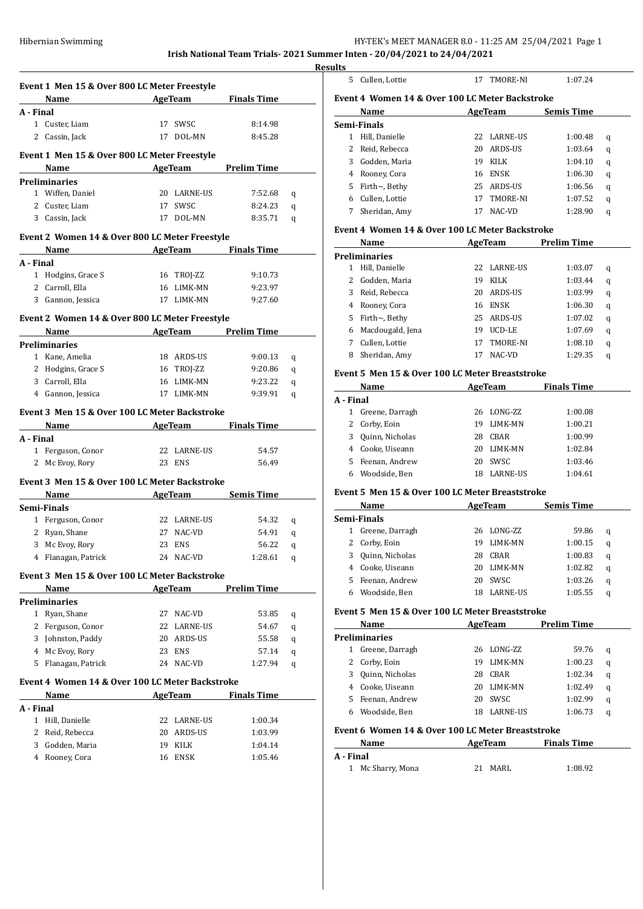# Irish National Team Trials- 2021 Summer Inten - 20/04/2021 to 24/04/2021

## Results

### Event 1 Men 15 & Over 800 LC Meter Freestyle

| | Name | Age | Team | Finals Time | |
|---|---|---|---|---|---|
| **A - Final** | | | | | |
| 1 | Custer, Liam | 17 | SWSC | 8:14.98 | |
| 2 | Cassin, Jack | 17 | DOL-MN | 8:45.28 | |

### Event 1 Men 15 & Over 800 LC Meter Freestyle

| | Name | Age | Team | Prelim Time | |
|---|---|---|---|---|---|
| **Preliminaries** | | | | | |
| 1 | Wiffen, Daniel | 20 | LARNE-US | 7:52.68 | q |
| 2 | Custer, Liam | 17 | SWSC | 8:24.23 | q |
| 3 | Cassin, Jack | 17 | DOL-MN | 8:35.71 | q |

### Event 2 Women 14 & Over 800 LC Meter Freestyle

| | Name | Age | Team | Finals Time | |
|---|---|---|---|---|---|
| **A - Final** | | | | | |
| 1 | Hodgins, Grace S | 16 | TROJ-ZZ | 9:10.73 | |
| 2 | Carroll, Ella | 16 | LIMK-MN | 9:23.97 | |
| 3 | Gannon, Jessica | 17 | LIMK-MN | 9:27.60 | |

### Event 2 Women 14 & Over 800 LC Meter Freestyle

| | Name | Age | Team | Prelim Time | |
|---|---|---|---|---|---|
| **Preliminaries** | | | | | |
| 1 | Kane, Amelia | 18 | ARDS-US | 9:00.13 | q |
| 2 | Hodgins, Grace S | 16 | TROJ-ZZ | 9:20.86 | q |
| 3 | Carroll, Ella | 16 | LIMK-MN | 9:23.22 | q |
| 4 | Gannon, Jessica | 17 | LIMK-MN | 9:39.91 | q |

### Event 3 Men 15 & Over 100 LC Meter Backstroke

| | Name | Age | Team | Finals Time | |
|---|---|---|---|---|---|
| **A - Final** | | | | | |
| 1 | Ferguson, Conor | 22 | LARNE-US | 54.57 | |
| 2 | Mc Evoy, Rory | 23 | ENS | 56.49 | |

### Event 3 Men 15 & Over 100 LC Meter Backstroke

| | Name | Age | Team | Semis Time | |
|---|---|---|---|---|---|
| **Semi-Finals** | | | | | |
| 1 | Ferguson, Conor | 22 | LARNE-US | 54.32 | q |
| 2 | Ryan, Shane | 27 | NAC-VD | 54.91 | q |
| 3 | Mc Evoy, Rory | 23 | ENS | 56.22 | q |
| 4 | Flanagan, Patrick | 24 | NAC-VD | 1:28.61 | q |

### Event 3 Men 15 & Over 100 LC Meter Backstroke

| | Name | Age | Team | Prelim Time | |
|---|---|---|---|---|---|
| **Preliminaries** | | | | | |
| 1 | Ryan, Shane | 27 | NAC-VD | 53.85 | q |
| 2 | Ferguson, Conor | 22 | LARNE-US | 54.67 | q |
| 3 | Johnston, Paddy | 20 | ARDS-US | 55.58 | q |
| 4 | Mc Evoy, Rory | 23 | ENS | 57.14 | q |
| 5 | Flanagan, Patrick | 24 | NAC-VD | 1:27.94 | q |

### Event 4 Women 14 & Over 100 LC Meter Backstroke

| | Name | Age | Team | Finals Time | |
|---|---|---|---|---|---|
| **A - Final** | | | | | |
| 1 | Hill, Danielle | 22 | LARNE-US | 1:00.34 | |
| 2 | Reid, Rebecca | 20 | ARDS-US | 1:03.99 | |
| 3 | Godden, Maria | 19 | KILK | 1:04.14 | |
| 4 | Rooney, Cora | 16 | ENSK | 1:05.46 | |
| 5 | Cullen, Lottie | 17 | TMORE-NI | 1:07.24 | |

### Event 4 Women 14 & Over 100 LC Meter Backstroke

| | Name | Age | Team | Semis Time | |
|---|---|---|---|---|---|
| **Semi-Finals** | | | | | |
| 1 | Hill, Danielle | 22 | LARNE-US | 1:00.48 | q |
| 2 | Reid, Rebecca | 20 | ARDS-US | 1:03.64 | q |
| 3 | Godden, Maria | 19 | KILK | 1:04.10 | q |
| 4 | Rooney, Cora | 16 | ENSK | 1:06.30 | q |
| 5 | Firth~, Bethy | 25 | ARDS-US | 1:06.56 | q |
| 6 | Cullen, Lottie | 17 | TMORE-NI | 1:07.52 | q |
| 7 | Sheridan, Amy | 17 | NAC-VD | 1:28.90 | q |

### Event 4 Women 14 & Over 100 LC Meter Backstroke

| | Name | Age | Team | Prelim Time | |
|---|---|---|---|---|---|
| **Preliminaries** | | | | | |
| 1 | Hill, Danielle | 22 | LARNE-US | 1:03.07 | q |
| 2 | Godden, Maria | 19 | KILK | 1:03.44 | q |
| 3 | Reid, Rebecca | 20 | ARDS-US | 1:03.99 | q |
| 4 | Rooney, Cora | 16 | ENSK | 1:06.30 | q |
| 5 | Firth~, Bethy | 25 | ARDS-US | 1:07.02 | q |
| 6 | Macdougald, Jena | 19 | UCD-LE | 1:07.69 | q |
| 7 | Cullen, Lottie | 17 | TMORE-NI | 1:08.10 | q |
| 8 | Sheridan, Amy | 17 | NAC-VD | 1:29.35 | q |

### Event 5 Men 15 & Over 100 LC Meter Breaststroke

| | Name | Age | Team | Finals Time | |
|---|---|---|---|---|---|
| **A - Final** | | | | | |
| 1 | Greene, Darragh | 26 | LONG-ZZ | 1:00.08 | |
| 2 | Corby, Eoin | 19 | LIMK-MN | 1:00.21 | |
| 3 | Quinn, Nicholas | 28 | CBAR | 1:00.99 | |
| 4 | Cooke, Uiseann | 20 | LIMK-MN | 1:02.84 | |
| 5 | Feenan, Andrew | 20 | SWSC | 1:03.46 | |
| 6 | Woodside, Ben | 18 | LARNE-US | 1:04.61 | |

### Event 5 Men 15 & Over 100 LC Meter Breaststroke

| | Name | Age | Team | Semis Time | |
|---|---|---|---|---|---|
| **Semi-Finals** | | | | | |
| 1 | Greene, Darragh | 26 | LONG-ZZ | 59.86 | q |
| 2 | Corby, Eoin | 19 | LIMK-MN | 1:00.15 | q |
| 3 | Quinn, Nicholas | 28 | CBAR | 1:00.83 | q |
| 4 | Cooke, Uiseann | 20 | LIMK-MN | 1:02.82 | q |
| 5 | Feenan, Andrew | 20 | SWSC | 1:03.26 | q |
| 6 | Woodside, Ben | 18 | LARNE-US | 1:05.55 | q |

### Event 5 Men 15 & Over 100 LC Meter Breaststroke

| | Name | Age | Team | Prelim Time | |
|---|---|---|---|---|---|
| **Preliminaries** | | | | | |
| 1 | Greene, Darragh | 26 | LONG-ZZ | 59.76 | q |
| 2 | Corby, Eoin | 19 | LIMK-MN | 1:00.23 | q |
| 3 | Quinn, Nicholas | 28 | CBAR | 1:02.34 | q |
| 4 | Cooke, Uiseann | 20 | LIMK-MN | 1:02.49 | q |
| 5 | Feenan, Andrew | 20 | SWSC | 1:02.99 | q |
| 6 | Woodside, Ben | 18 | LARNE-US | 1:06.73 | q |

### Event 6 Women 14 & Over 100 LC Meter Breaststroke

| | Name | Age | Team | Finals Time | |
|---|---|---|---|---|---|
| **A - Final** | | | | | |
| 1 | Mc Sharry, Mona | 21 | MARL | 1:08.92 | |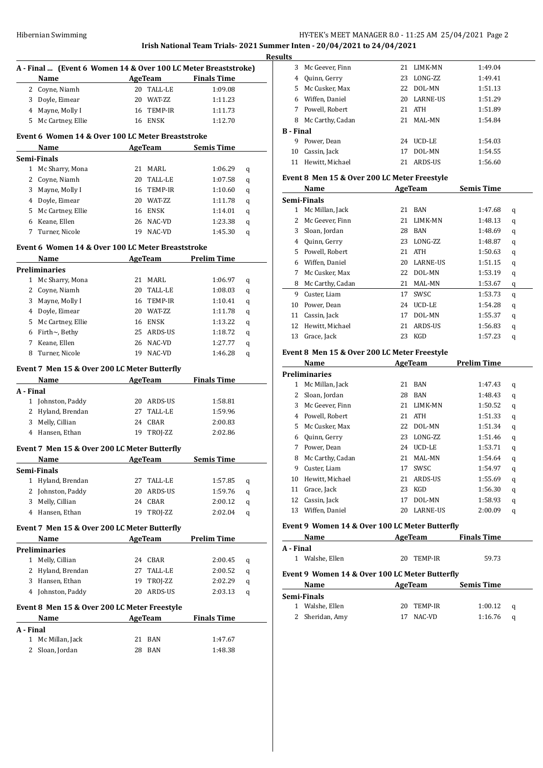**Irish National Team Trials- 2021 Summer Inten - 20/04/2021 to 24/04/2021**

**Results**

### A - Final ... (Event 6 Women 14 & Over 100 LC Meter Breaststroke)

| | Name | Age | Team | Finals Time |
|---|---|---|---|---|
| 2 | Coyne, Niamh | 20 | TALL-LE | 1:09.08 |
| 3 | Doyle, Eimear | 20 | WAT-ZZ | 1:11.23 |
| 4 | Mayne, Molly I | 16 | TEMP-IR | 1:11.73 |
| 5 | Mc Cartney, Ellie | 16 | ENSK | 1:12.70 |

### Event 6 Women 14 & Over 100 LC Meter Breaststroke

| | Name | Age | Team | Semis Time | |
|---|---|---|---|---|---|
| **Semi-Finals** | | | | | |
| 1 | Mc Sharry, Mona | 21 | MARL | 1:06.29 | q |
| 2 | Coyne, Niamh | 20 | TALL-LE | 1:07.58 | q |
| 3 | Mayne, Molly I | 16 | TEMP-IR | 1:10.60 | q |
| 4 | Doyle, Eimear | 20 | WAT-ZZ | 1:11.78 | q |
| 5 | Mc Cartney, Ellie | 16 | ENSK | 1:14.01 | q |
| 6 | Keane, Ellen | 26 | NAC-VD | 1:23.38 | q |
| 7 | Turner, Nicole | 19 | NAC-VD | 1:45.30 | q |

### Event 6 Women 14 & Over 100 LC Meter Breaststroke

| | Name | Age | Team | Prelim Time | |
|---|---|---|---|---|---|
| **Preliminaries** | | | | | |
| 1 | Mc Sharry, Mona | 21 | MARL | 1:06.97 | q |
| 2 | Coyne, Niamh | 20 | TALL-LE | 1:08.03 | q |
| 3 | Mayne, Molly I | 16 | TEMP-IR | 1:10.41 | q |
| 4 | Doyle, Eimear | 20 | WAT-ZZ | 1:11.78 | q |
| 5 | Mc Cartney, Ellie | 16 | ENSK | 1:13.22 | q |
| 6 | Firth~, Bethy | 25 | ARDS-US | 1:18.72 | q |
| 7 | Keane, Ellen | 26 | NAC-VD | 1:27.77 | q |
| 8 | Turner, Nicole | 19 | NAC-VD | 1:46.28 | q |

### Event 7 Men 15 & Over 200 LC Meter Butterfly

| | Name | Age | Team | Finals Time |
|---|---|---|---|---|
| **A - Final** | | | | |
| 1 | Johnston, Paddy | 20 | ARDS-US | 1:58.81 |
| 2 | Hyland, Brendan | 27 | TALL-LE | 1:59.96 |
| 3 | Melly, Cillian | 24 | CBAR | 2:00.83 |
| 4 | Hansen, Ethan | 19 | TROJ-ZZ | 2:02.86 |

### Event 7 Men 15 & Over 200 LC Meter Butterfly

| | Name | Age | Team | Semis Time | |
|---|---|---|---|---|---|
| **Semi-Finals** | | | | | |
| 1 | Hyland, Brendan | 27 | TALL-LE | 1:57.85 | q |
| 2 | Johnston, Paddy | 20 | ARDS-US | 1:59.76 | q |
| 3 | Melly, Cillian | 24 | CBAR | 2:00.12 | q |
| 4 | Hansen, Ethan | 19 | TROJ-ZZ | 2:02.04 | q |

### Event 7 Men 15 & Over 200 LC Meter Butterfly

| | Name | Age | Team | Prelim Time | |
|---|---|---|---|---|---|
| **Preliminaries** | | | | | |
| 1 | Melly, Cillian | 24 | CBAR | 2:00.45 | q |
| 2 | Hyland, Brendan | 27 | TALL-LE | 2:00.52 | q |
| 3 | Hansen, Ethan | 19 | TROJ-ZZ | 2:02.29 | q |
| 4 | Johnston, Paddy | 20 | ARDS-US | 2:03.13 | q |

### Event 8 Men 15 & Over 200 LC Meter Freestyle

| | Name | Age | Team | Finals Time |
|---|---|---|---|---|
| **A - Final** | | | | |
| 1 | Mc Millan, Jack | 21 | BAN | 1:47.67 |
| 2 | Sloan, Jordan | 28 | BAN | 1:48.38 |
| 3 | Mc Geever, Finn | 21 | LIMK-MN | 1:49.04 |
| 4 | Quinn, Gerry | 23 | LONG-ZZ | 1:49.41 |
| 5 | Mc Cusker, Max | 22 | DOL-MN | 1:51.13 |
| 6 | Wiffen, Daniel | 20 | LARNE-US | 1:51.29 |
| 7 | Powell, Robert | 21 | ATH | 1:51.89 |
| 8 | Mc Carthy, Cadan | 21 | MAL-MN | 1:54.84 |
| **B - Final** | | | | |
| 9 | Power, Dean | 24 | UCD-LE | 1:54.03 |
| 10 | Cassin, Jack | 17 | DOL-MN | 1:54.55 |
| 11 | Hewitt, Michael | 21 | ARDS-US | 1:56.60 |

### Event 8 Men 15 & Over 200 LC Meter Freestyle

| | Name | Age | Team | Semis Time | |
|---|---|---|---|---|---|
| **Semi-Finals** | | | | | |
| 1 | Mc Millan, Jack | 21 | BAN | 1:47.68 | q |
| 2 | Mc Geever, Finn | 21 | LIMK-MN | 1:48.13 | q |
| 3 | Sloan, Jordan | 28 | BAN | 1:48.69 | q |
| 4 | Quinn, Gerry | 23 | LONG-ZZ | 1:48.87 | q |
| 5 | Powell, Robert | 21 | ATH | 1:50.63 | q |
| 6 | Wiffen, Daniel | 20 | LARNE-US | 1:51.15 | q |
| 7 | Mc Cusker, Max | 22 | DOL-MN | 1:53.19 | q |
| 8 | Mc Carthy, Cadan | 21 | MAL-MN | 1:53.67 | q |
| 9 | Custer, Liam | 17 | SWSC | 1:53.73 | q |
| 10 | Power, Dean | 24 | UCD-LE | 1:54.28 | q |
| 11 | Cassin, Jack | 17 | DOL-MN | 1:55.37 | q |
| 12 | Hewitt, Michael | 21 | ARDS-US | 1:56.83 | q |
| 13 | Grace, Jack | 23 | KGD | 1:57.23 | q |

### Event 8 Men 15 & Over 200 LC Meter Freestyle

| | Name | Age | Team | Prelim Time | |
|---|---|---|---|---|---|
| **Preliminaries** | | | | | |
| 1 | Mc Millan, Jack | 21 | BAN | 1:47.43 | q |
| 2 | Sloan, Jordan | 28 | BAN | 1:48.43 | q |
| 3 | Mc Geever, Finn | 21 | LIMK-MN | 1:50.52 | q |
| 4 | Powell, Robert | 21 | ATH | 1:51.33 | q |
| 5 | Mc Cusker, Max | 22 | DOL-MN | 1:51.34 | q |
| 6 | Quinn, Gerry | 23 | LONG-ZZ | 1:51.46 | q |
| 7 | Power, Dean | 24 | UCD-LE | 1:53.71 | q |
| 8 | Mc Carthy, Cadan | 21 | MAL-MN | 1:54.64 | q |
| 9 | Custer, Liam | 17 | SWSC | 1:54.97 | q |
| 10 | Hewitt, Michael | 21 | ARDS-US | 1:55.69 | q |
| 11 | Grace, Jack | 23 | KGD | 1:56.30 | q |
| 12 | Cassin, Jack | 17 | DOL-MN | 1:58.93 | q |
| 13 | Wiffen, Daniel | 20 | LARNE-US | 2:00.09 | q |

### Event 9 Women 14 & Over 100 LC Meter Butterfly

| | Name | Age | Team | Finals Time |
|---|---|---|---|---|
| **A - Final** | | | | |
| 1 | Walshe, Ellen | 20 | TEMP-IR | 59.73 |

### Event 9 Women 14 & Over 100 LC Meter Butterfly

| | Name | Age | Team | Semis Time | |
|---|---|---|---|---|---|
| **Semi-Finals** | | | | | |
| 1 | Walshe, Ellen | 20 | TEMP-IR | 1:00.12 | q |
| 2 | Sheridan, Amy | 17 | NAC-VD | 1:16.76 | q |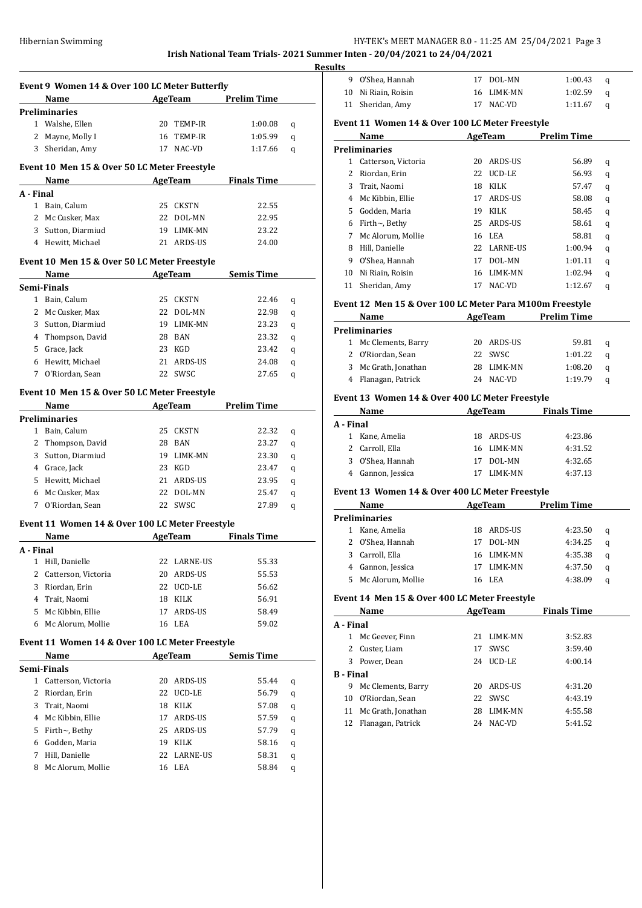**Irish National Team Trials- 2021 Summer Inten - 20/04/2021 to 24/04/2021**

**Results**

### Event 9 Women 14 & Over 100 LC Meter Butterfly

| | Name | Age | Team | Prelim Time | |
|---|---|---|---|---|---|
| **Preliminaries** | | | | | |
| 1 | Walshe, Ellen | 20 | TEMP-IR | 1:00.08 | q |
| 2 | Mayne, Molly I | 16 | TEMP-IR | 1:05.99 | q |
| 3 | Sheridan, Amy | 17 | NAC-VD | 1:17.66 | q |

### Event 10 Men 15 & Over 50 LC Meter Freestyle

| | Name | Age | Team | Finals Time |
|---|---|---|---|---|
| **A - Final** | | | | |
| 1 | Bain, Calum | 25 | CKSTN | 22.55 |
| 2 | Mc Cusker, Max | 22 | DOL-MN | 22.95 |
| 3 | Sutton, Diarmiud | 19 | LIMK-MN | 23.22 |
| 4 | Hewitt, Michael | 21 | ARDS-US | 24.00 |

### Event 10 Men 15 & Over 50 LC Meter Freestyle

| | Name | Age | Team | Semis Time | |
|---|---|---|---|---|---|
| **Semi-Finals** | | | | | |
| 1 | Bain, Calum | 25 | CKSTN | 22.46 | q |
| 2 | Mc Cusker, Max | 22 | DOL-MN | 22.98 | q |
| 3 | Sutton, Diarmiud | 19 | LIMK-MN | 23.23 | q |
| 4 | Thompson, David | 28 | BAN | 23.32 | q |
| 5 | Grace, Jack | 23 | KGD | 23.42 | q |
| 6 | Hewitt, Michael | 21 | ARDS-US | 24.08 | q |
| 7 | O'Riordan, Sean | 22 | SWSC | 27.65 | q |

### Event 10 Men 15 & Over 50 LC Meter Freestyle

| | Name | Age | Team | Prelim Time | |
|---|---|---|---|---|---|
| **Preliminaries** | | | | | |
| 1 | Bain, Calum | 25 | CKSTN | 22.32 | q |
| 2 | Thompson, David | 28 | BAN | 23.27 | q |
| 3 | Sutton, Diarmiud | 19 | LIMK-MN | 23.30 | q |
| 4 | Grace, Jack | 23 | KGD | 23.47 | q |
| 5 | Hewitt, Michael | 21 | ARDS-US | 23.95 | q |
| 6 | Mc Cusker, Max | 22 | DOL-MN | 25.47 | q |
| 7 | O'Riordan, Sean | 22 | SWSC | 27.89 | q |

### Event 11 Women 14 & Over 100 LC Meter Freestyle

| | Name | Age | Team | Finals Time |
|---|---|---|---|---|
| **A - Final** | | | | |
| 1 | Hill, Danielle | 22 | LARNE-US | 55.33 |
| 2 | Catterson, Victoria | 20 | ARDS-US | 55.53 |
| 3 | Riordan, Erin | 22 | UCD-LE | 56.62 |
| 4 | Trait, Naomi | 18 | KILK | 56.91 |
| 5 | Mc Kibbin, Ellie | 17 | ARDS-US | 58.49 |
| 6 | Mc Alorum, Mollie | 16 | LEA | 59.02 |

### Event 11 Women 14 & Over 100 LC Meter Freestyle

| | Name | Age | Team | Semis Time | |
|---|---|---|---|---|---|
| **Semi-Finals** | | | | | |
| 1 | Catterson, Victoria | 20 | ARDS-US | 55.44 | q |
| 2 | Riordan, Erin | 22 | UCD-LE | 56.79 | q |
| 3 | Trait, Naomi | 18 | KILK | 57.08 | q |
| 4 | Mc Kibbin, Ellie | 17 | ARDS-US | 57.59 | q |
| 5 | Firth~, Bethy | 25 | ARDS-US | 57.79 | q |
| 6 | Godden, Maria | 19 | KILK | 58.16 | q |
| 7 | Hill, Danielle | 22 | LARNE-US | 58.31 | q |
| 8 | Mc Alorum, Mollie | 16 | LEA | 58.84 | q |
| 9 | O'Shea, Hannah | 17 | DOL-MN | 1:00.43 | q |
| 10 | Ni Riain, Roisin | 16 | LIMK-MN | 1:02.59 | q |
| 11 | Sheridan, Amy | 17 | NAC-VD | 1:11.67 | q |

### Event 11 Women 14 & Over 100 LC Meter Freestyle

| | Name | Age | Team | Prelim Time | |
|---|---|---|---|---|---|
| **Preliminaries** | | | | | |
| 1 | Catterson, Victoria | 20 | ARDS-US | 56.89 | q |
| 2 | Riordan, Erin | 22 | UCD-LE | 56.93 | q |
| 3 | Trait, Naomi | 18 | KILK | 57.47 | q |
| 4 | Mc Kibbin, Ellie | 17 | ARDS-US | 58.08 | q |
| 5 | Godden, Maria | 19 | KILK | 58.45 | q |
| 6 | Firth~, Bethy | 25 | ARDS-US | 58.61 | q |
| 7 | Mc Alorum, Mollie | 16 | LEA | 58.81 | q |
| 8 | Hill, Danielle | 22 | LARNE-US | 1:00.94 | q |
| 9 | O'Shea, Hannah | 17 | DOL-MN | 1:01.11 | q |
| 10 | Ni Riain, Roisin | 16 | LIMK-MN | 1:02.94 | q |
| 11 | Sheridan, Amy | 17 | NAC-VD | 1:12.67 | q |

### Event 12 Men 15 & Over 100 LC Meter Para M100m Freestyle

| | Name | Age | Team | Prelim Time | |
|---|---|---|---|---|---|
| **Preliminaries** | | | | | |
| 1 | Mc Clements, Barry | 20 | ARDS-US | 59.81 | q |
| 2 | O'Riordan, Sean | 22 | SWSC | 1:01.22 | q |
| 3 | Mc Grath, Jonathan | 28 | LIMK-MN | 1:08.20 | q |
| 4 | Flanagan, Patrick | 24 | NAC-VD | 1:19.79 | q |

### Event 13 Women 14 & Over 400 LC Meter Freestyle

| | Name | Age | Team | Finals Time |
|---|---|---|---|---|
| **A - Final** | | | | |
| 1 | Kane, Amelia | 18 | ARDS-US | 4:23.86 |
| 2 | Carroll, Ella | 16 | LIMK-MN | 4:31.52 |
| 3 | O'Shea, Hannah | 17 | DOL-MN | 4:32.65 |
| 4 | Gannon, Jessica | 17 | LIMK-MN | 4:37.13 |

### Event 13 Women 14 & Over 400 LC Meter Freestyle

| | Name | Age | Team | Prelim Time | |
|---|---|---|---|---|---|
| **Preliminaries** | | | | | |
| 1 | Kane, Amelia | 18 | ARDS-US | 4:23.50 | q |
| 2 | O'Shea, Hannah | 17 | DOL-MN | 4:34.25 | q |
| 3 | Carroll, Ella | 16 | LIMK-MN | 4:35.38 | q |
| 4 | Gannon, Jessica | 17 | LIMK-MN | 4:37.50 | q |
| 5 | Mc Alorum, Mollie | 16 | LEA | 4:38.09 | q |

### Event 14 Men 15 & Over 400 LC Meter Freestyle

| | Name | Age | Team | Finals Time |
|---|---|---|---|---|
| **A - Final** | | | | |
| 1 | Mc Geever, Finn | 21 | LIMK-MN | 3:52.83 |
| 2 | Custer, Liam | 17 | SWSC | 3:59.40 |
| 3 | Power, Dean | 24 | UCD-LE | 4:00.14 |
| **B - Final** | | | | |
| 9 | Mc Clements, Barry | 20 | ARDS-US | 4:31.20 |
| 10 | O'Riordan, Sean | 22 | SWSC | 4:43.19 |
| 11 | Mc Grath, Jonathan | 28 | LIMK-MN | 4:55.58 |
| 12 | Flanagan, Patrick | 24 | NAC-VD | 5:41.52 |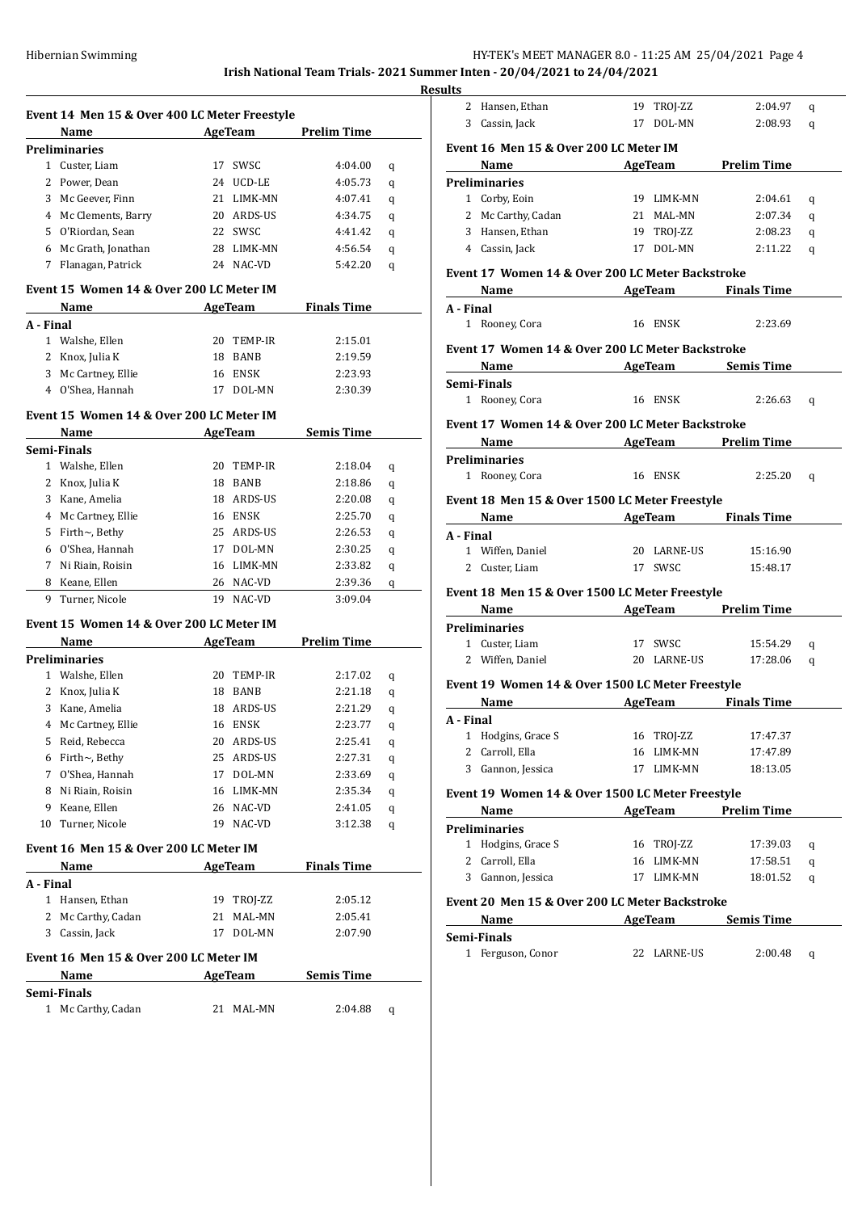**Irish National Team Trials- 2021 Summer Inten - 20/04/2021 to 24/04/2021**

**Results**

### Event 14 Men 15 & Over 400 LC Meter Freestyle

| | Name | Age | Team | Prelim Time | |
|---|---|---|---|---|---|
| **Preliminaries** | | | | | |
| 1 | Custer, Liam | 17 | SWSC | 4:04.00 | q |
| 2 | Power, Dean | 24 | UCD-LE | 4:05.73 | q |
| 3 | Mc Geever, Finn | 21 | LIMK-MN | 4:07.41 | q |
| 4 | Mc Clements, Barry | 20 | ARDS-US | 4:34.75 | q |
| 5 | O'Riordan, Sean | 22 | SWSC | 4:41.42 | q |
| 6 | Mc Grath, Jonathan | 28 | LIMK-MN | 4:56.54 | q |
| 7 | Flanagan, Patrick | 24 | NAC-VD | 5:42.20 | q |

### Event 15 Women 14 & Over 200 LC Meter IM

| | Name | Age | Team | Finals Time |
|---|---|---|---|---|
| **A - Final** | | | | |
| 1 | Walshe, Ellen | 20 | TEMP-IR | 2:15.01 |
| 2 | Knox, Julia K | 18 | BANB | 2:19.59 |
| 3 | Mc Cartney, Ellie | 16 | ENSK | 2:23.93 |
| 4 | O'Shea, Hannah | 17 | DOL-MN | 2:30.39 |

### Event 15 Women 14 & Over 200 LC Meter IM

| | Name | Age | Team | Semis Time | |
|---|---|---|---|---|---|
| **Semi-Finals** | | | | | |
| 1 | Walshe, Ellen | 20 | TEMP-IR | 2:18.04 | q |
| 2 | Knox, Julia K | 18 | BANB | 2:18.86 | q |
| 3 | Kane, Amelia | 18 | ARDS-US | 2:20.08 | q |
| 4 | Mc Cartney, Ellie | 16 | ENSK | 2:25.70 | q |
| 5 | Firth~, Bethy | 25 | ARDS-US | 2:26.53 | q |
| 6 | O'Shea, Hannah | 17 | DOL-MN | 2:30.25 | q |
| 7 | Ni Riain, Roisin | 16 | LIMK-MN | 2:33.82 | q |
| 8 | Keane, Ellen | 26 | NAC-VD | 2:39.36 | q |
| 9 | Turner, Nicole | 19 | NAC-VD | 3:09.04 | |

### Event 15 Women 14 & Over 200 LC Meter IM

| | Name | Age | Team | Prelim Time | |
|---|---|---|---|---|---|
| **Preliminaries** | | | | | |
| 1 | Walshe, Ellen | 20 | TEMP-IR | 2:17.02 | q |
| 2 | Knox, Julia K | 18 | BANB | 2:21.18 | q |
| 3 | Kane, Amelia | 18 | ARDS-US | 2:21.29 | q |
| 4 | Mc Cartney, Ellie | 16 | ENSK | 2:23.77 | q |
| 5 | Reid, Rebecca | 20 | ARDS-US | 2:25.41 | q |
| 6 | Firth~, Bethy | 25 | ARDS-US | 2:27.31 | q |
| 7 | O'Shea, Hannah | 17 | DOL-MN | 2:33.69 | q |
| 8 | Ni Riain, Roisin | 16 | LIMK-MN | 2:35.34 | q |
| 9 | Keane, Ellen | 26 | NAC-VD | 2:41.05 | q |
| 10 | Turner, Nicole | 19 | NAC-VD | 3:12.38 | q |

### Event 16 Men 15 & Over 200 LC Meter IM

| | Name | Age | Team | Finals Time |
|---|---|---|---|---|
| **A - Final** | | | | |
| 1 | Hansen, Ethan | 19 | TROJ-ZZ | 2:05.12 |
| 2 | Mc Carthy, Cadan | 21 | MAL-MN | 2:05.41 |
| 3 | Cassin, Jack | 17 | DOL-MN | 2:07.90 |

### Event 16 Men 15 & Over 200 LC Meter IM

| | Name | Age | Team | Semis Time | |
|---|---|---|---|---|---|
| **Semi-Finals** | | | | | |
| 1 | Mc Carthy, Cadan | 21 | MAL-MN | 2:04.88 | q |
| 2 | Hansen, Ethan | 19 | TROJ-ZZ | 2:04.97 | q |
| 3 | Cassin, Jack | 17 | DOL-MN | 2:08.93 | q |

### Event 16 Men 15 & Over 200 LC Meter IM

| | Name | Age | Team | Prelim Time | |
|---|---|---|---|---|---|
| **Preliminaries** | | | | | |
| 1 | Corby, Eoin | 19 | LIMK-MN | 2:04.61 | q |
| 2 | Mc Carthy, Cadan | 21 | MAL-MN | 2:07.34 | q |
| 3 | Hansen, Ethan | 19 | TROJ-ZZ | 2:08.23 | q |
| 4 | Cassin, Jack | 17 | DOL-MN | 2:11.22 | q |

### Event 17 Women 14 & Over 200 LC Meter Backstroke

| | Name | Age | Team | Finals Time |
|---|---|---|---|---|
| **A - Final** | | | | |
| 1 | Rooney, Cora | 16 | ENSK | 2:23.69 |

### Event 17 Women 14 & Over 200 LC Meter Backstroke

| | Name | Age | Team | Semis Time | |
|---|---|---|---|---|---|
| **Semi-Finals** | | | | | |
| 1 | Rooney, Cora | 16 | ENSK | 2:26.63 | q |

### Event 17 Women 14 & Over 200 LC Meter Backstroke

| | Name | Age | Team | Prelim Time | |
|---|---|---|---|---|---|
| **Preliminaries** | | | | | |
| 1 | Rooney, Cora | 16 | ENSK | 2:25.20 | q |

### Event 18 Men 15 & Over 1500 LC Meter Freestyle

| | Name | Age | Team | Finals Time |
|---|---|---|---|---|
| **A - Final** | | | | |
| 1 | Wiffen, Daniel | 20 | LARNE-US | 15:16.90 |
| 2 | Custer, Liam | 17 | SWSC | 15:48.17 |

### Event 18 Men 15 & Over 1500 LC Meter Freestyle

| | Name | Age | Team | Prelim Time | |
|---|---|---|---|---|---|
| **Preliminaries** | | | | | |
| 1 | Custer, Liam | 17 | SWSC | 15:54.29 | q |
| 2 | Wiffen, Daniel | 20 | LARNE-US | 17:28.06 | q |

### Event 19 Women 14 & Over 1500 LC Meter Freestyle

| | Name | Age | Team | Finals Time |
|---|---|---|---|---|
| **A - Final** | | | | |
| 1 | Hodgins, Grace S | 16 | TROJ-ZZ | 17:47.37 |
| 2 | Carroll, Ella | 16 | LIMK-MN | 17:47.89 |
| 3 | Gannon, Jessica | 17 | LIMK-MN | 18:13.05 |

### Event 19 Women 14 & Over 1500 LC Meter Freestyle

| | Name | Age | Team | Prelim Time | |
|---|---|---|---|---|---|
| **Preliminaries** | | | | | |
| 1 | Hodgins, Grace S | 16 | TROJ-ZZ | 17:39.03 | q |
| 2 | Carroll, Ella | 16 | LIMK-MN | 17:58.51 | q |
| 3 | Gannon, Jessica | 17 | LIMK-MN | 18:01.52 | q |

### Event 20 Men 15 & Over 200 LC Meter Backstroke

| | Name | Age | Team | Semis Time | |
|---|---|---|---|---|---|
| **Semi-Finals** | | | | | |
| 1 | Ferguson, Conor | 22 | LARNE-US | 2:00.48 | q |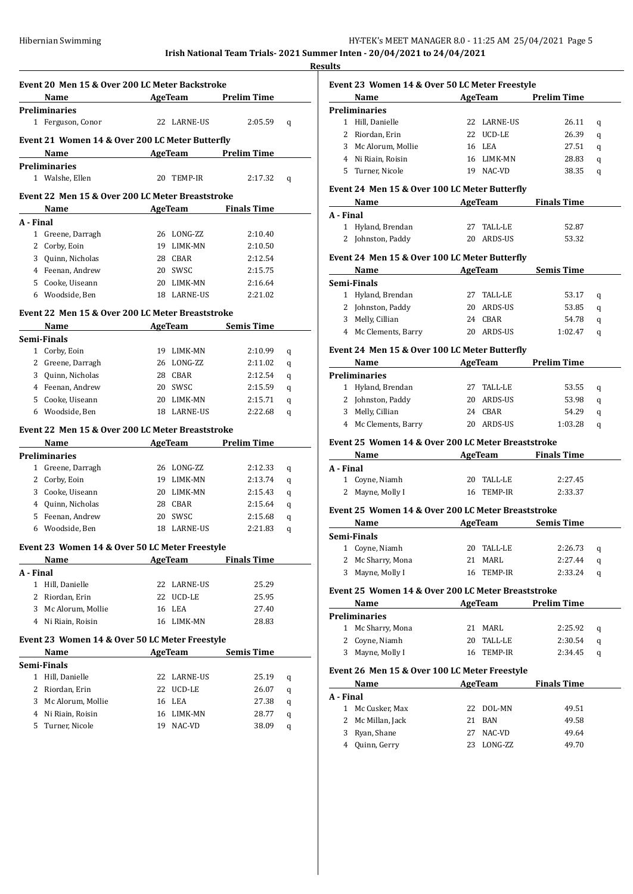**Irish National Team Trials- 2021 Summer Inten - 20/04/2021 to 24/04/2021**

**Results**

### Event 20 Men 15 & Over 200 LC Meter Backstroke

| | Name | Age | Team | Prelim Time | |
|---|---|---|---|---|---|
| **Preliminaries** | | | | | |
| 1 | Ferguson, Conor | 22 | LARNE-US | 2:05.59 | q |

### Event 21 Women 14 & Over 200 LC Meter Butterfly

| | Name | Age | Team | Prelim Time | |
|---|---|---|---|---|---|
| **Preliminaries** | | | | | |
| 1 | Walshe, Ellen | 20 | TEMP-IR | 2:17.32 | q |

### Event 22 Men 15 & Over 200 LC Meter Breaststroke

| | Name | Age | Team | Finals Time |
|---|---|---|---|---|
| **A - Final** | | | | |
| 1 | Greene, Darragh | 26 | LONG-ZZ | 2:10.40 |
| 2 | Corby, Eoin | 19 | LIMK-MN | 2:10.50 |
| 3 | Quinn, Nicholas | 28 | CBAR | 2:12.54 |
| 4 | Feenan, Andrew | 20 | SWSC | 2:15.75 |
| 5 | Cooke, Uiseann | 20 | LIMK-MN | 2:16.64 |
| 6 | Woodside, Ben | 18 | LARNE-US | 2:21.02 |

### Event 22 Men 15 & Over 200 LC Meter Breaststroke

| | Name | Age | Team | Semis Time | |
|---|---|---|---|---|---|
| **Semi-Finals** | | | | | |
| 1 | Corby, Eoin | 19 | LIMK-MN | 2:10.99 | q |
| 2 | Greene, Darragh | 26 | LONG-ZZ | 2:11.02 | q |
| 3 | Quinn, Nicholas | 28 | CBAR | 2:12.54 | q |
| 4 | Feenan, Andrew | 20 | SWSC | 2:15.59 | q |
| 5 | Cooke, Uiseann | 20 | LIMK-MN | 2:15.71 | q |
| 6 | Woodside, Ben | 18 | LARNE-US | 2:22.68 | q |

### Event 22 Men 15 & Over 200 LC Meter Breaststroke

| | Name | Age | Team | Prelim Time | |
|---|---|---|---|---|---|
| **Preliminaries** | | | | | |
| 1 | Greene, Darragh | 26 | LONG-ZZ | 2:12.33 | q |
| 2 | Corby, Eoin | 19 | LIMK-MN | 2:13.74 | q |
| 3 | Cooke, Uiseann | 20 | LIMK-MN | 2:15.43 | q |
| 4 | Quinn, Nicholas | 28 | CBAR | 2:15.64 | q |
| 5 | Feenan, Andrew | 20 | SWSC | 2:15.68 | q |
| 6 | Woodside, Ben | 18 | LARNE-US | 2:21.83 | q |

### Event 23 Women 14 & Over 50 LC Meter Freestyle

| | Name | Age | Team | Finals Time |
|---|---|---|---|---|
| **A - Final** | | | | |
| 1 | Hill, Danielle | 22 | LARNE-US | 25.29 |
| 2 | Riordan, Erin | 22 | UCD-LE | 25.95 |
| 3 | Mc Alorum, Mollie | 16 | LEA | 27.40 |
| 4 | Ni Riain, Roisin | 16 | LIMK-MN | 28.83 |

### Event 23 Women 14 & Over 50 LC Meter Freestyle

| | Name | Age | Team | Semis Time | |
|---|---|---|---|---|---|
| **Semi-Finals** | | | | | |
| 1 | Hill, Danielle | 22 | LARNE-US | 25.19 | q |
| 2 | Riordan, Erin | 22 | UCD-LE | 26.07 | q |
| 3 | Mc Alorum, Mollie | 16 | LEA | 27.38 | q |
| 4 | Ni Riain, Roisin | 16 | LIMK-MN | 28.77 | q |
| 5 | Turner, Nicole | 19 | NAC-VD | 38.09 | q |

### Event 23 Women 14 & Over 50 LC Meter Freestyle

| | Name | Age | Team | Prelim Time | |
|---|---|---|---|---|---|
| **Preliminaries** | | | | | |
| 1 | Hill, Danielle | 22 | LARNE-US | 26.11 | q |
| 2 | Riordan, Erin | 22 | UCD-LE | 26.39 | q |
| 3 | Mc Alorum, Mollie | 16 | LEA | 27.51 | q |
| 4 | Ni Riain, Roisin | 16 | LIMK-MN | 28.83 | q |
| 5 | Turner, Nicole | 19 | NAC-VD | 38.35 | q |

### Event 24 Men 15 & Over 100 LC Meter Butterfly

| | Name | Age | Team | Finals Time |
|---|---|---|---|---|
| **A - Final** | | | | |
| 1 | Hyland, Brendan | 27 | TALL-LE | 52.87 |
| 2 | Johnston, Paddy | 20 | ARDS-US | 53.32 |

### Event 24 Men 15 & Over 100 LC Meter Butterfly

| | Name | Age | Team | Semis Time | |
|---|---|---|---|---|---|
| **Semi-Finals** | | | | | |
| 1 | Hyland, Brendan | 27 | TALL-LE | 53.17 | q |
| 2 | Johnston, Paddy | 20 | ARDS-US | 53.85 | q |
| 3 | Melly, Cillian | 24 | CBAR | 54.78 | q |
| 4 | Mc Clements, Barry | 20 | ARDS-US | 1:02.47 | q |

### Event 24 Men 15 & Over 100 LC Meter Butterfly

| | Name | Age | Team | Prelim Time | |
|---|---|---|---|---|---|
| **Preliminaries** | | | | | |
| 1 | Hyland, Brendan | 27 | TALL-LE | 53.55 | q |
| 2 | Johnston, Paddy | 20 | ARDS-US | 53.98 | q |
| 3 | Melly, Cillian | 24 | CBAR | 54.29 | q |
| 4 | Mc Clements, Barry | 20 | ARDS-US | 1:03.28 | q |

### Event 25 Women 14 & Over 200 LC Meter Breaststroke

| | Name | Age | Team | Finals Time |
|---|---|---|---|---|
| **A - Final** | | | | |
| 1 | Coyne, Niamh | 20 | TALL-LE | 2:27.45 |
| 2 | Mayne, Molly I | 16 | TEMP-IR | 2:33.37 |

### Event 25 Women 14 & Over 200 LC Meter Breaststroke

| | Name | Age | Team | Semis Time | |
|---|---|---|---|---|---|
| **Semi-Finals** | | | | | |
| 1 | Coyne, Niamh | 20 | TALL-LE | 2:26.73 | q |
| 2 | Mc Sharry, Mona | 21 | MARL | 2:27.44 | q |
| 3 | Mayne, Molly I | 16 | TEMP-IR | 2:33.24 | q |

### Event 25 Women 14 & Over 200 LC Meter Breaststroke

| | Name | Age | Team | Prelim Time | |
|---|---|---|---|---|---|
| **Preliminaries** | | | | | |
| 1 | Mc Sharry, Mona | 21 | MARL | 2:25.92 | q |
| 2 | Coyne, Niamh | 20 | TALL-LE | 2:30.54 | q |
| 3 | Mayne, Molly I | 16 | TEMP-IR | 2:34.45 | q |

### Event 26 Men 15 & Over 100 LC Meter Freestyle

| | Name | Age | Team | Finals Time |
|---|---|---|---|---|
| **A - Final** | | | | |
| 1 | Mc Cusker, Max | 22 | DOL-MN | 49.51 |
| 2 | Mc Millan, Jack | 21 | BAN | 49.58 |
| 3 | Ryan, Shane | 27 | NAC-VD | 49.64 |
| 4 | Quinn, Gerry | 23 | LONG-ZZ | 49.70 |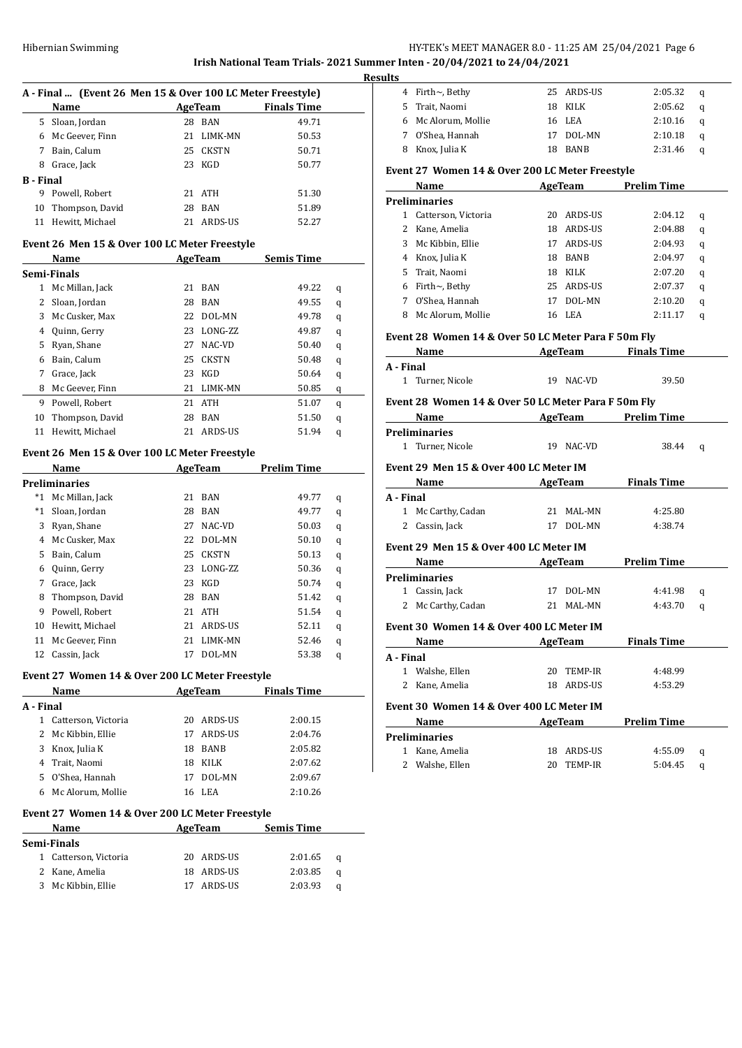**Irish National Team Trials- 2021 Summer Inten - 20/04/2021 to 24/04/2021**

**Results**

### A - Final ... (Event 26 Men 15 & Over 100 LC Meter Freestyle)

| | Name | Age | Team | Finals Time |
|---|---|---|---|---|
| 5 | Sloan, Jordan | 28 | BAN | 49.71 |
| 6 | Mc Geever, Finn | 21 | LIMK-MN | 50.53 |
| 7 | Bain, Calum | 25 | CKSTN | 50.71 |
| 8 | Grace, Jack | 23 | KGD | 50.77 |
| **B - Final** | | | | |
| 9 | Powell, Robert | 21 | ATH | 51.30 |
| 10 | Thompson, David | 28 | BAN | 51.89 |
| 11 | Hewitt, Michael | 21 | ARDS-US | 52.27 |

### Event 26 Men 15 & Over 100 LC Meter Freestyle

| | Name | Age | Team | Semis Time | |
|---|---|---|---|---|---|
| **Semi-Finals** | | | | | |
| 1 | Mc Millan, Jack | 21 | BAN | 49.22 | q |
| 2 | Sloan, Jordan | 28 | BAN | 49.55 | q |
| 3 | Mc Cusker, Max | 22 | DOL-MN | 49.78 | q |
| 4 | Quinn, Gerry | 23 | LONG-ZZ | 49.87 | q |
| 5 | Ryan, Shane | 27 | NAC-VD | 50.40 | q |
| 6 | Bain, Calum | 25 | CKSTN | 50.48 | q |
| 7 | Grace, Jack | 23 | KGD | 50.64 | q |
| 8 | Mc Geever, Finn | 21 | LIMK-MN | 50.85 | q |
| 9 | Powell, Robert | 21 | ATH | 51.07 | q |
| 10 | Thompson, David | 28 | BAN | 51.50 | q |
| 11 | Hewitt, Michael | 21 | ARDS-US | 51.94 | q |

### Event 26 Men 15 & Over 100 LC Meter Freestyle

| | Name | Age | Team | Prelim Time | |
|---|---|---|---|---|---|
| **Preliminaries** | | | | | |
| *1 | Mc Millan, Jack | 21 | BAN | 49.77 | q |
| *1 | Sloan, Jordan | 28 | BAN | 49.77 | q |
| 3 | Ryan, Shane | 27 | NAC-VD | 50.03 | q |
| 4 | Mc Cusker, Max | 22 | DOL-MN | 50.10 | q |
| 5 | Bain, Calum | 25 | CKSTN | 50.13 | q |
| 6 | Quinn, Gerry | 23 | LONG-ZZ | 50.36 | q |
| 7 | Grace, Jack | 23 | KGD | 50.74 | q |
| 8 | Thompson, David | 28 | BAN | 51.42 | q |
| 9 | Powell, Robert | 21 | ATH | 51.54 | q |
| 10 | Hewitt, Michael | 21 | ARDS-US | 52.11 | q |
| 11 | Mc Geever, Finn | 21 | LIMK-MN | 52.46 | q |
| 12 | Cassin, Jack | 17 | DOL-MN | 53.38 | q |

### Event 27 Women 14 & Over 200 LC Meter Freestyle

| | Name | Age | Team | Finals Time |
|---|---|---|---|---|
| **A - Final** | | | | |
| 1 | Catterson, Victoria | 20 | ARDS-US | 2:00.15 |
| 2 | Mc Kibbin, Ellie | 17 | ARDS-US | 2:04.76 |
| 3 | Knox, Julia K | 18 | BANB | 2:05.82 |
| 4 | Trait, Naomi | 18 | KILK | 2:07.62 |
| 5 | O'Shea, Hannah | 17 | DOL-MN | 2:09.67 |
| 6 | Mc Alorum, Mollie | 16 | LEA | 2:10.26 |

### Event 27 Women 14 & Over 200 LC Meter Freestyle

| | Name | Age | Team | Semis Time | |
|---|---|---|---|---|---|
| **Semi-Finals** | | | | | |
| 1 | Catterson, Victoria | 20 | ARDS-US | 2:01.65 | q |
| 2 | Kane, Amelia | 18 | ARDS-US | 2:03.85 | q |
| 3 | Mc Kibbin, Ellie | 17 | ARDS-US | 2:03.93 | q |
| 4 | Firth~, Bethy | 25 | ARDS-US | 2:05.32 | q |
| 5 | Trait, Naomi | 18 | KILK | 2:05.62 | q |
| 6 | Mc Alorum, Mollie | 16 | LEA | 2:10.16 | q |
| 7 | O'Shea, Hannah | 17 | DOL-MN | 2:10.18 | q |
| 8 | Knox, Julia K | 18 | BANB | 2:31.46 | q |

### Event 27 Women 14 & Over 200 LC Meter Freestyle

| | Name | Age | Team | Prelim Time | |
|---|---|---|---|---|---|
| **Preliminaries** | | | | | |
| 1 | Catterson, Victoria | 20 | ARDS-US | 2:04.12 | q |
| 2 | Kane, Amelia | 18 | ARDS-US | 2:04.88 | q |
| 3 | Mc Kibbin, Ellie | 17 | ARDS-US | 2:04.93 | q |
| 4 | Knox, Julia K | 18 | BANB | 2:04.97 | q |
| 5 | Trait, Naomi | 18 | KILK | 2:07.20 | q |
| 6 | Firth~, Bethy | 25 | ARDS-US | 2:07.37 | q |
| 7 | O'Shea, Hannah | 17 | DOL-MN | 2:10.20 | q |
| 8 | Mc Alorum, Mollie | 16 | LEA | 2:11.17 | q |

### Event 28 Women 14 & Over 50 LC Meter Para F 50m Fly

| | Name | Age | Team | Finals Time |
|---|---|---|---|---|
| **A - Final** | | | | |
| 1 | Turner, Nicole | 19 | NAC-VD | 39.50 |

### Event 28 Women 14 & Over 50 LC Meter Para F 50m Fly

| | Name | Age | Team | Prelim Time | |
|---|---|---|---|---|---|
| **Preliminaries** | | | | | |
| 1 | Turner, Nicole | 19 | NAC-VD | 38.44 | q |

### Event 29 Men 15 & Over 400 LC Meter IM

| | Name | Age | Team | Finals Time |
|---|---|---|---|---|
| **A - Final** | | | | |
| 1 | Mc Carthy, Cadan | 21 | MAL-MN | 4:25.80 |
| 2 | Cassin, Jack | 17 | DOL-MN | 4:38.74 |

### Event 29 Men 15 & Over 400 LC Meter IM

| | Name | Age | Team | Prelim Time | |
|---|---|---|---|---|---|
| **Preliminaries** | | | | | |
| 1 | Cassin, Jack | 17 | DOL-MN | 4:41.98 | q |
| 2 | Mc Carthy, Cadan | 21 | MAL-MN | 4:43.70 | q |

### Event 30 Women 14 & Over 400 LC Meter IM

| | Name | Age | Team | Finals Time |
|---|---|---|---|---|
| **A - Final** | | | | |
| 1 | Walshe, Ellen | 20 | TEMP-IR | 4:48.99 |
| 2 | Kane, Amelia | 18 | ARDS-US | 4:53.29 |

### Event 30 Women 14 & Over 400 LC Meter IM

| | Name | Age | Team | Prelim Time | |
|---|---|---|---|---|---|
| **Preliminaries** | | | | | |
| 1 | Kane, Amelia | 18 | ARDS-US | 4:55.09 | q |
| 2 | Walshe, Ellen | 20 | TEMP-IR | 5:04.45 | q |